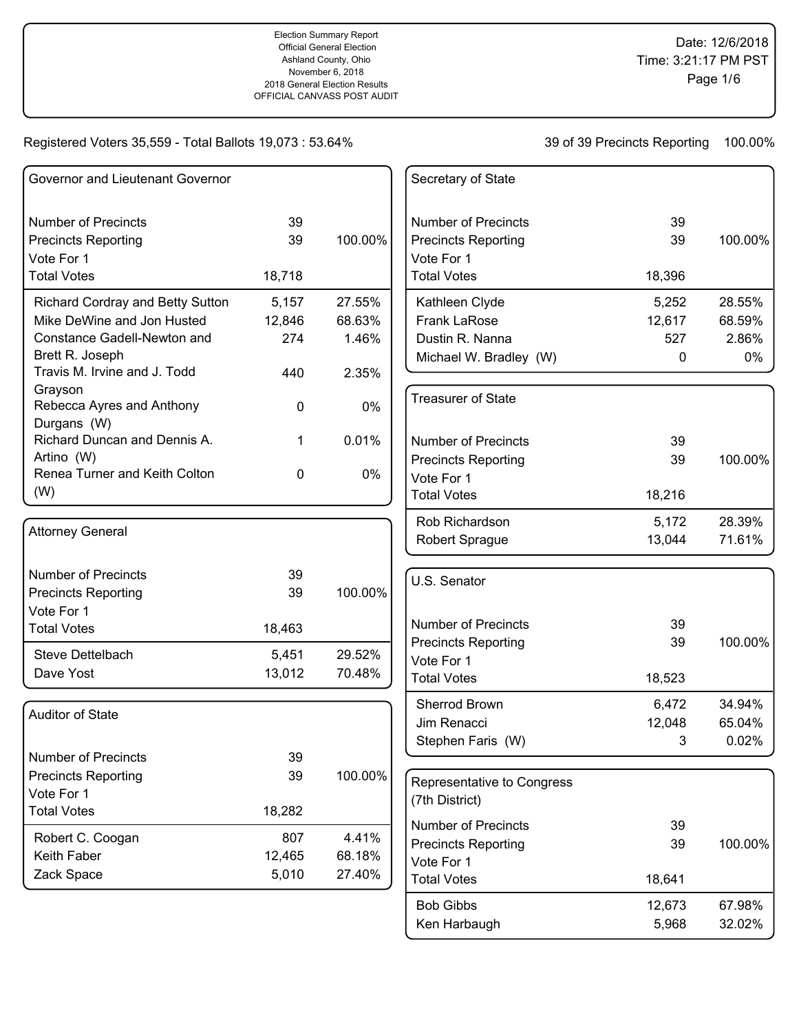Election Summary Report
Official General Election
Ashland County, Ohio
November 6, 2018
2018 General Election Results
OFFICIAL CANVASS POST AUDIT

Date: 12/6/2018
Time: 3:21:17 PM PST

Registered Voters 35,559 - Total Ballots 19,073 : 53.64%

39 of 39 Precincts Reporting 100.00%

## Governor and Lieutenant Governor

| | | |
|---|---|---|
| Number of Precincts | 39 | |
| Precincts Reporting | 39 | 100.00% |
| Vote For 1 | | |
| Total Votes | 18,718 | |
| Richard Cordray and Betty Sutton | 5,157 | 27.55% |
| Mike DeWine and Jon Husted | 12,846 | 68.63% |
| Constance Gadell-Newton and Brett R. Joseph | 274 | 1.46% |
| Travis M. Irvine and J. Todd Grayson | 440 | 2.35% |
| Rebecca Ayres and Anthony Durgans (W) | 0 | 0% |
| Richard Duncan and Dennis A. Artino (W) | 1 | 0.01% |
| Renea Turner and Keith Colton (W) | 0 | 0% |

## Attorney General

| | | |
|---|---|---|
| Number of Precincts | 39 | |
| Precincts Reporting | 39 | 100.00% |
| Vote For 1 | | |
| Total Votes | 18,463 | |
| Steve Dettelbach | 5,451 | 29.52% |
| Dave Yost | 13,012 | 70.48% |

## Auditor of State

| | | |
|---|---|---|
| Number of Precincts | 39 | |
| Precincts Reporting | 39 | 100.00% |
| Vote For 1 | | |
| Total Votes | 18,282 | |
| Robert C. Coogan | 807 | 4.41% |
| Keith Faber | 12,465 | 68.18% |
| Zack Space | 5,010 | 27.40% |

## Secretary of State

| | | |
|---|---|---|
| Number of Precincts | 39 | |
| Precincts Reporting | 39 | 100.00% |
| Vote For 1 | | |
| Total Votes | 18,396 | |
| Kathleen Clyde | 5,252 | 28.55% |
| Frank LaRose | 12,617 | 68.59% |
| Dustin R. Nanna | 527 | 2.86% |
| Michael W. Bradley (W) | 0 | 0% |

## Treasurer of State

| | | |
|---|---|---|
| Number of Precincts | 39 | |
| Precincts Reporting | 39 | 100.00% |
| Vote For 1 | | |
| Total Votes | 18,216 | |
| Rob Richardson | 5,172 | 28.39% |
| Robert Sprague | 13,044 | 71.61% |

## U.S. Senator

| | | |
|---|---|---|
| Number of Precincts | 39 | |
| Precincts Reporting | 39 | 100.00% |
| Vote For 1 | | |
| Total Votes | 18,523 | |
| Sherrod Brown | 6,472 | 34.94% |
| Jim Renacci | 12,048 | 65.04% |
| Stephen Faris (W) | 3 | 0.02% |

## Representative to Congress (7th District)

| | | |
|---|---|---|
| Number of Precincts | 39 | |
| Precincts Reporting | 39 | 100.00% |
| Vote For 1 | | |
| Total Votes | 18,641 | |
| Bob Gibbs | 12,673 | 67.98% |
| Ken Harbaugh | 5,968 | 32.02% |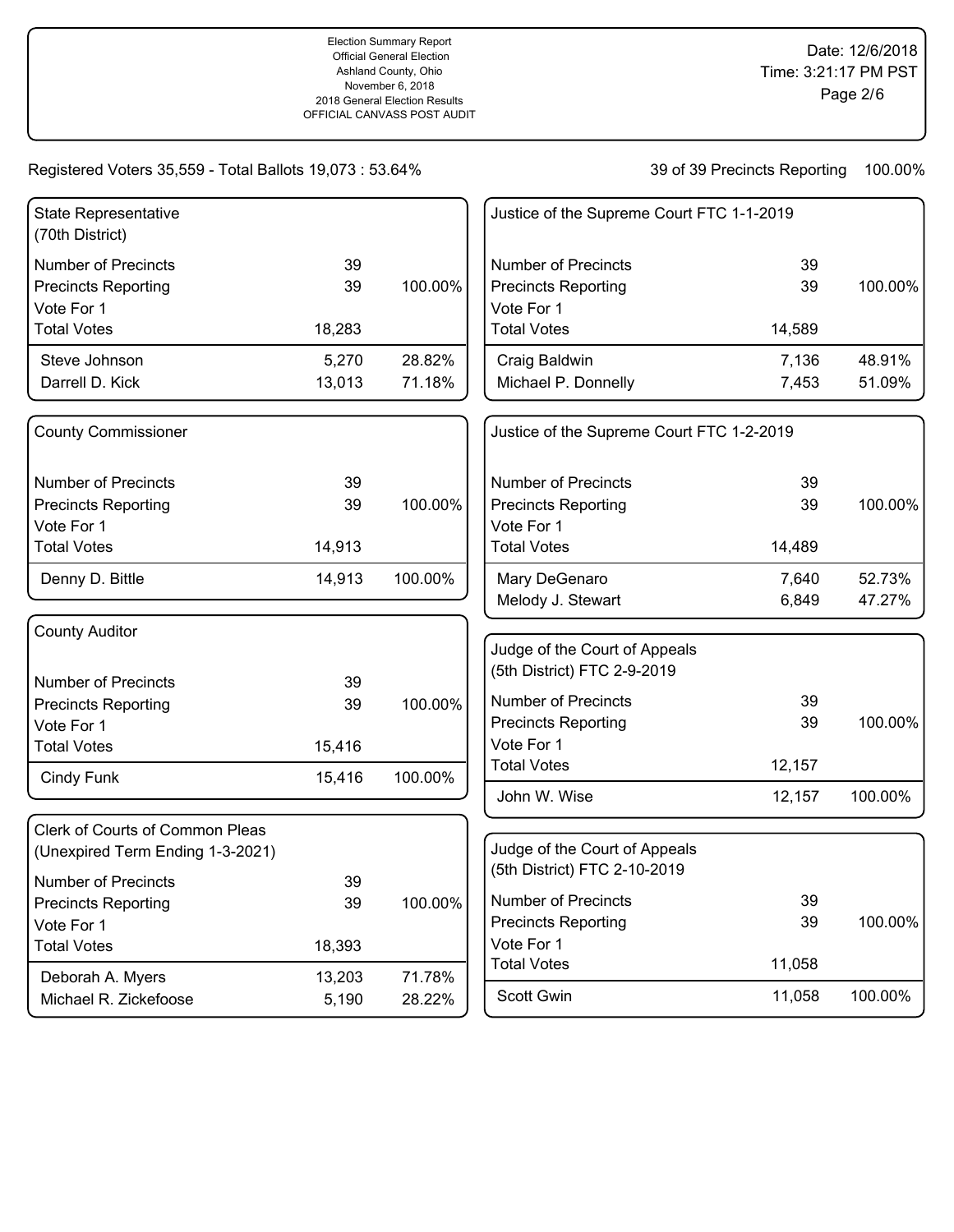Election Summary Report
Official General Election
Ashland County, Ohio
November 6, 2018
2018 General Election Results
OFFICIAL CANVASS POST AUDIT

Date: 12/6/2018
Time: 3:21:17 PM PST

Registered Voters 35,559 - Total Ballots 19,073 : 53.64%

39 of 39 Precincts Reporting 100.00%

### State Representative (70th District)

| | | |
|---|---|---|
| Number of Precincts | 39 | |
| Precincts Reporting | 39 | 100.00% |
| Vote For 1 | | |
| Total Votes | 18,283 | |
| Steve Johnson | 5,270 | 28.82% |
| Darrell D. Kick | 13,013 | 71.18% |

### County Commissioner

| | | |
|---|---|---|
| Number of Precincts | 39 | |
| Precincts Reporting | 39 | 100.00% |
| Vote For 1 | | |
| Total Votes | 14,913 | |
| Denny D. Bittle | 14,913 | 100.00% |

### County Auditor

| | | |
|---|---|---|
| Number of Precincts | 39 | |
| Precincts Reporting | 39 | 100.00% |
| Vote For 1 | | |
| Total Votes | 15,416 | |
| Cindy Funk | 15,416 | 100.00% |

### Clerk of Courts of Common Pleas (Unexpired Term Ending 1-3-2021)

| | | |
|---|---|---|
| Number of Precincts | 39 | |
| Precincts Reporting | 39 | 100.00% |
| Vote For 1 | | |
| Total Votes | 18,393 | |
| Deborah A. Myers | 13,203 | 71.78% |
| Michael R. Zickefoose | 5,190 | 28.22% |

### Justice of the Supreme Court FTC 1-1-2019

| | | |
|---|---|---|
| Number of Precincts | 39 | |
| Precincts Reporting | 39 | 100.00% |
| Vote For 1 | | |
| Total Votes | 14,589 | |
| Craig Baldwin | 7,136 | 48.91% |
| Michael P. Donnelly | 7,453 | 51.09% |

### Justice of the Supreme Court FTC 1-2-2019

| | | |
|---|---|---|
| Number of Precincts | 39 | |
| Precincts Reporting | 39 | 100.00% |
| Vote For 1 | | |
| Total Votes | 14,489 | |
| Mary DeGenaro | 7,640 | 52.73% |
| Melody J. Stewart | 6,849 | 47.27% |

### Judge of the Court of Appeals (5th District) FTC 2-9-2019

| | | |
|---|---|---|
| Number of Precincts | 39 | |
| Precincts Reporting | 39 | 100.00% |
| Vote For 1 | | |
| Total Votes | 12,157 | |
| John W. Wise | 12,157 | 100.00% |

### Judge of the Court of Appeals (5th District) FTC 2-10-2019

| | | |
|---|---|---|
| Number of Precincts | 39 | |
| Precincts Reporting | 39 | 100.00% |
| Vote For 1 | | |
| Total Votes | 11,058 | |
| Scott Gwin | 11,058 | 100.00% |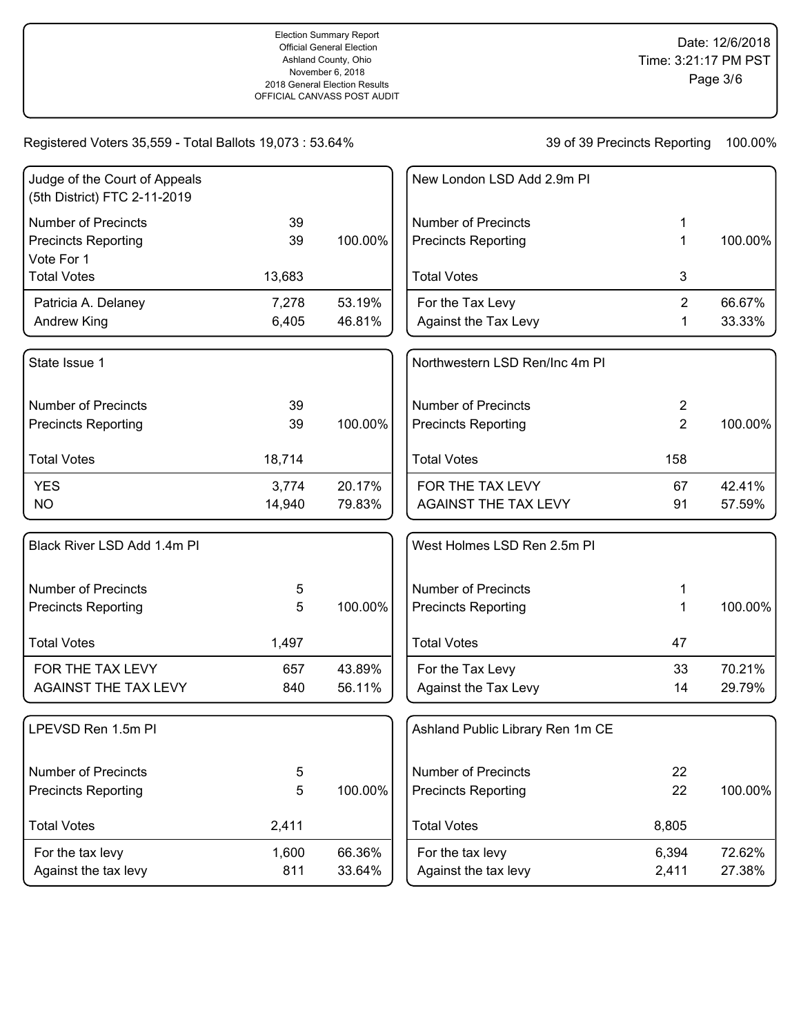Election Summary Report
Official General Election
Ashland County, Ohio
November 6, 2018
2018 General Election Results
OFFICIAL CANVASS POST AUDIT

Date: 12/6/2018
Time: 3:21:17 PM PST

Registered Voters 35,559 - Total Ballots 19,073 : 53.64%

39 of 39 Precincts Reporting 100.00%

### Judge of the Court of Appeals (5th District) FTC 2-11-2019

| | | |
|---|---|---|
| Number of Precincts | 39 | |
| Precincts Reporting | 39 | 100.00% |
| Vote For 1 | | |
| Total Votes | 13,683 | |
| Patricia A. Delaney | 7,278 | 53.19% |
| Andrew King | 6,405 | 46.81% |

### State Issue 1

| | | |
|---|---|---|
| Number of Precincts | 39 | |
| Precincts Reporting | 39 | 100.00% |
| Total Votes | 18,714 | |
| YES | 3,774 | 20.17% |
| NO | 14,940 | 79.83% |

### Black River LSD Add 1.4m PI

| | | |
|---|---|---|
| Number of Precincts | 5 | |
| Precincts Reporting | 5 | 100.00% |
| Total Votes | 1,497 | |
| FOR THE TAX LEVY | 657 | 43.89% |
| AGAINST THE TAX LEVY | 840 | 56.11% |

### LPEVSD Ren 1.5m PI

| | | |
|---|---|---|
| Number of Precincts | 5 | |
| Precincts Reporting | 5 | 100.00% |
| Total Votes | 2,411 | |
| For the tax levy | 1,600 | 66.36% |
| Against the tax levy | 811 | 33.64% |

### New London LSD Add 2.9m PI

| | | |
|---|---|---|
| Number of Precincts | 1 | |
| Precincts Reporting | 1 | 100.00% |
| Total Votes | 3 | |
| For the Tax Levy | 2 | 66.67% |
| Against the Tax Levy | 1 | 33.33% |

### Northwestern LSD Ren/Inc 4m PI

| | | |
|---|---|---|
| Number of Precincts | 2 | |
| Precincts Reporting | 2 | 100.00% |
| Total Votes | 158 | |
| FOR THE TAX LEVY | 67 | 42.41% |
| AGAINST THE TAX LEVY | 91 | 57.59% |

### West Holmes LSD Ren 2.5m PI

| | | |
|---|---|---|
| Number of Precincts | 1 | |
| Precincts Reporting | 1 | 100.00% |
| Total Votes | 47 | |
| For the Tax Levy | 33 | 70.21% |
| Against the Tax Levy | 14 | 29.79% |

### Ashland Public Library Ren 1m CE

| | | |
|---|---|---|
| Number of Precincts | 22 | |
| Precincts Reporting | 22 | 100.00% |
| Total Votes | 8,805 | |
| For the tax levy | 6,394 | 72.62% |
| Against the tax levy | 2,411 | 27.38% |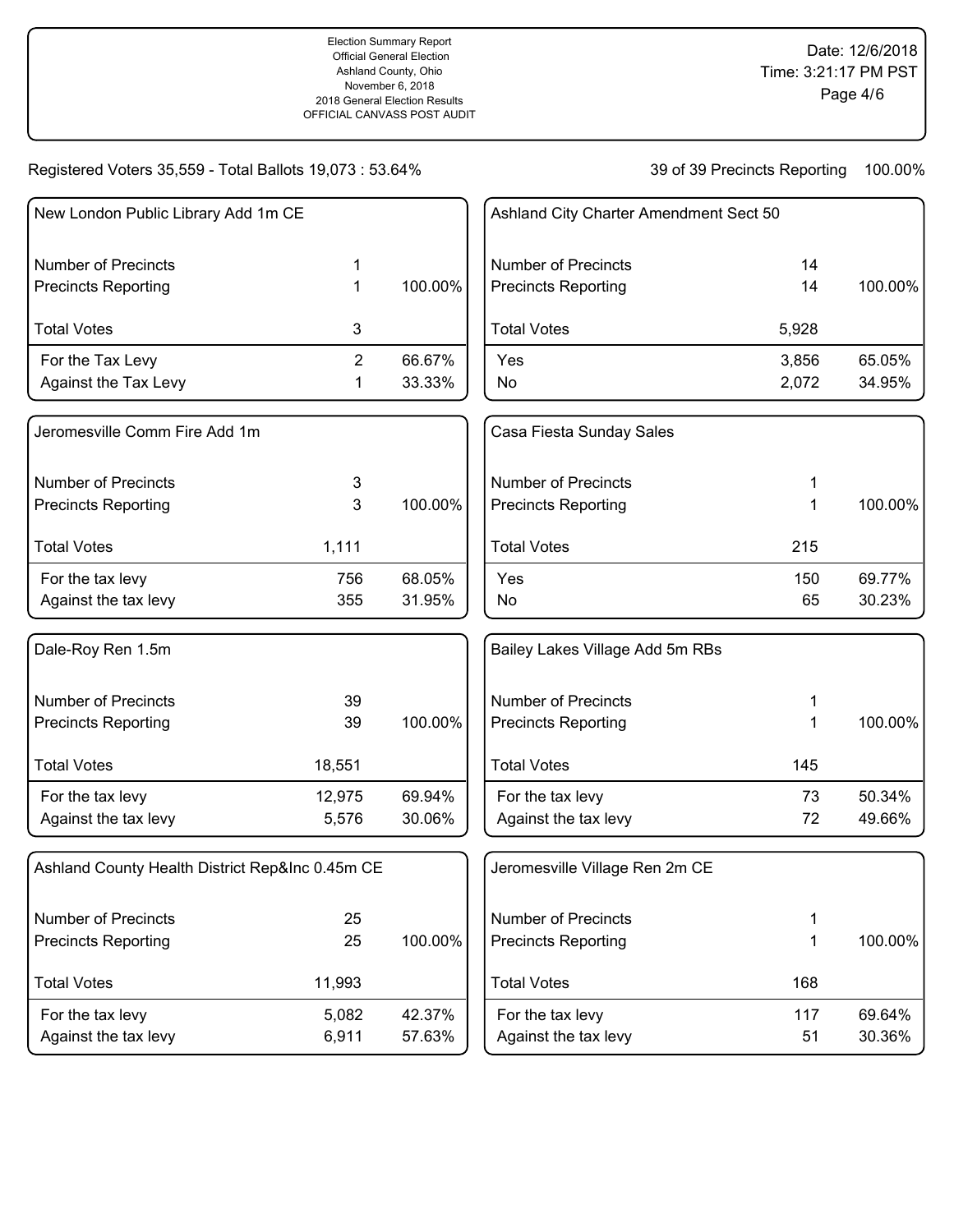Election Summary Report
Official General Election
Ashland County, Ohio
November 6, 2018
2018 General Election Results
OFFICIAL CANVASS POST AUDIT

Date: 12/6/2018
Time: 3:21:17 PM PST

Registered Voters 35,559 - Total Ballots 19,073 : 53.64%

39 of 39 Precincts Reporting 100.00%

### New London Public Library Add 1m CE

| | | |
|---|---|---|
| Number of Precincts | 1 | |
| Precincts Reporting | 1 | 100.00% |
| Total Votes | 3 | |
| For the Tax Levy | 2 | 66.67% |
| Against the Tax Levy | 1 | 33.33% |

### Jeromesville Comm Fire Add 1m

| | | |
|---|---|---|
| Number of Precincts | 3 | |
| Precincts Reporting | 3 | 100.00% |
| Total Votes | 1,111 | |
| For the tax levy | 756 | 68.05% |
| Against the tax levy | 355 | 31.95% |

### Dale-Roy Ren 1.5m

| | | |
|---|---|---|
| Number of Precincts | 39 | |
| Precincts Reporting | 39 | 100.00% |
| Total Votes | 18,551 | |
| For the tax levy | 12,975 | 69.94% |
| Against the tax levy | 5,576 | 30.06% |

### Ashland County Health District Rep&Inc 0.45m CE

| | | |
|---|---|---|
| Number of Precincts | 25 | |
| Precincts Reporting | 25 | 100.00% |
| Total Votes | 11,993 | |
| For the tax levy | 5,082 | 42.37% |
| Against the tax levy | 6,911 | 57.63% |

### Ashland City Charter Amendment Sect 50

| | | |
|---|---|---|
| Number of Precincts | 14 | |
| Precincts Reporting | 14 | 100.00% |
| Total Votes | 5,928 | |
| Yes | 3,856 | 65.05% |
| No | 2,072 | 34.95% |

### Casa Fiesta Sunday Sales

| | | |
|---|---|---|
| Number of Precincts | 1 | |
| Precincts Reporting | 1 | 100.00% |
| Total Votes | 215 | |
| Yes | 150 | 69.77% |
| No | 65 | 30.23% |

### Bailey Lakes Village Add 5m RBs

| | | |
|---|---|---|
| Number of Precincts | 1 | |
| Precincts Reporting | 1 | 100.00% |
| Total Votes | 145 | |
| For the tax levy | 73 | 50.34% |
| Against the tax levy | 72 | 49.66% |

### Jeromesville Village Ren 2m CE

| | | |
|---|---|---|
| Number of Precincts | 1 | |
| Precincts Reporting | 1 | 100.00% |
| Total Votes | 168 | |
| For the tax levy | 117 | 69.64% |
| Against the tax levy | 51 | 30.36% |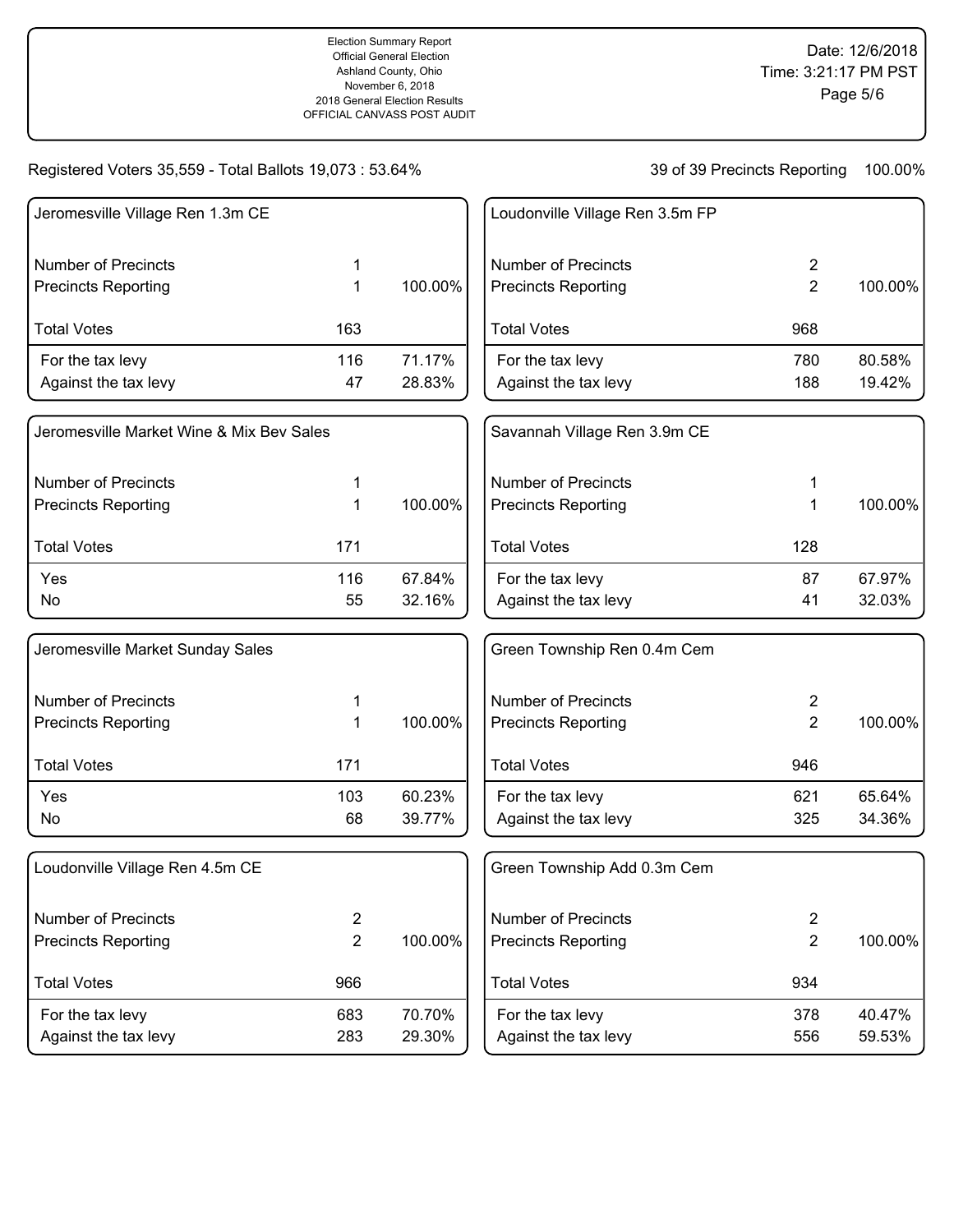Election Summary Report
Official General Election
Ashland County, Ohio
November 6, 2018
2018 General Election Results
OFFICIAL CANVASS POST AUDIT

Date: 12/6/2018
Time: 3:21:17 PM PST

Registered Voters 35,559 - Total Ballots 19,073 : 53.64%

39 of 39 Precincts Reporting 100.00%

## Jeromesville Village Ren 1.3m CE

| | | |
|---|---|---|
| Number of Precincts | 1 | |
| Precincts Reporting | 1 | 100.00% |
| Total Votes | 163 | |
| For the tax levy | 116 | 71.17% |
| Against the tax levy | 47 | 28.83% |

## Jeromesville Market Wine & Mix Bev Sales

| | | |
|---|---|---|
| Number of Precincts | 1 | |
| Precincts Reporting | 1 | 100.00% |
| Total Votes | 171 | |
| Yes | 116 | 67.84% |
| No | 55 | 32.16% |

## Jeromesville Market Sunday Sales

| | | |
|---|---|---|
| Number of Precincts | 1 | |
| Precincts Reporting | 1 | 100.00% |
| Total Votes | 171 | |
| Yes | 103 | 60.23% |
| No | 68 | 39.77% |

## Loudonville Village Ren 4.5m CE

| | | |
|---|---|---|
| Number of Precincts | 2 | |
| Precincts Reporting | 2 | 100.00% |
| Total Votes | 966 | |
| For the tax levy | 683 | 70.70% |
| Against the tax levy | 283 | 29.30% |

## Loudonville Village Ren 3.5m FP

| | | |
|---|---|---|
| Number of Precincts | 2 | |
| Precincts Reporting | 2 | 100.00% |
| Total Votes | 968 | |
| For the tax levy | 780 | 80.58% |
| Against the tax levy | 188 | 19.42% |

## Savannah Village Ren 3.9m CE

| | | |
|---|---|---|
| Number of Precincts | 1 | |
| Precincts Reporting | 1 | 100.00% |
| Total Votes | 128 | |
| For the tax levy | 87 | 67.97% |
| Against the tax levy | 41 | 32.03% |

## Green Township Ren 0.4m Cem

| | | |
|---|---|---|
| Number of Precincts | 2 | |
| Precincts Reporting | 2 | 100.00% |
| Total Votes | 946 | |
| For the tax levy | 621 | 65.64% |
| Against the tax levy | 325 | 34.36% |

## Green Township Add 0.3m Cem

| | | |
|---|---|---|
| Number of Precincts | 2 | |
| Precincts Reporting | 2 | 100.00% |
| Total Votes | 934 | |
| For the tax levy | 378 | 40.47% |
| Against the tax levy | 556 | 59.53% |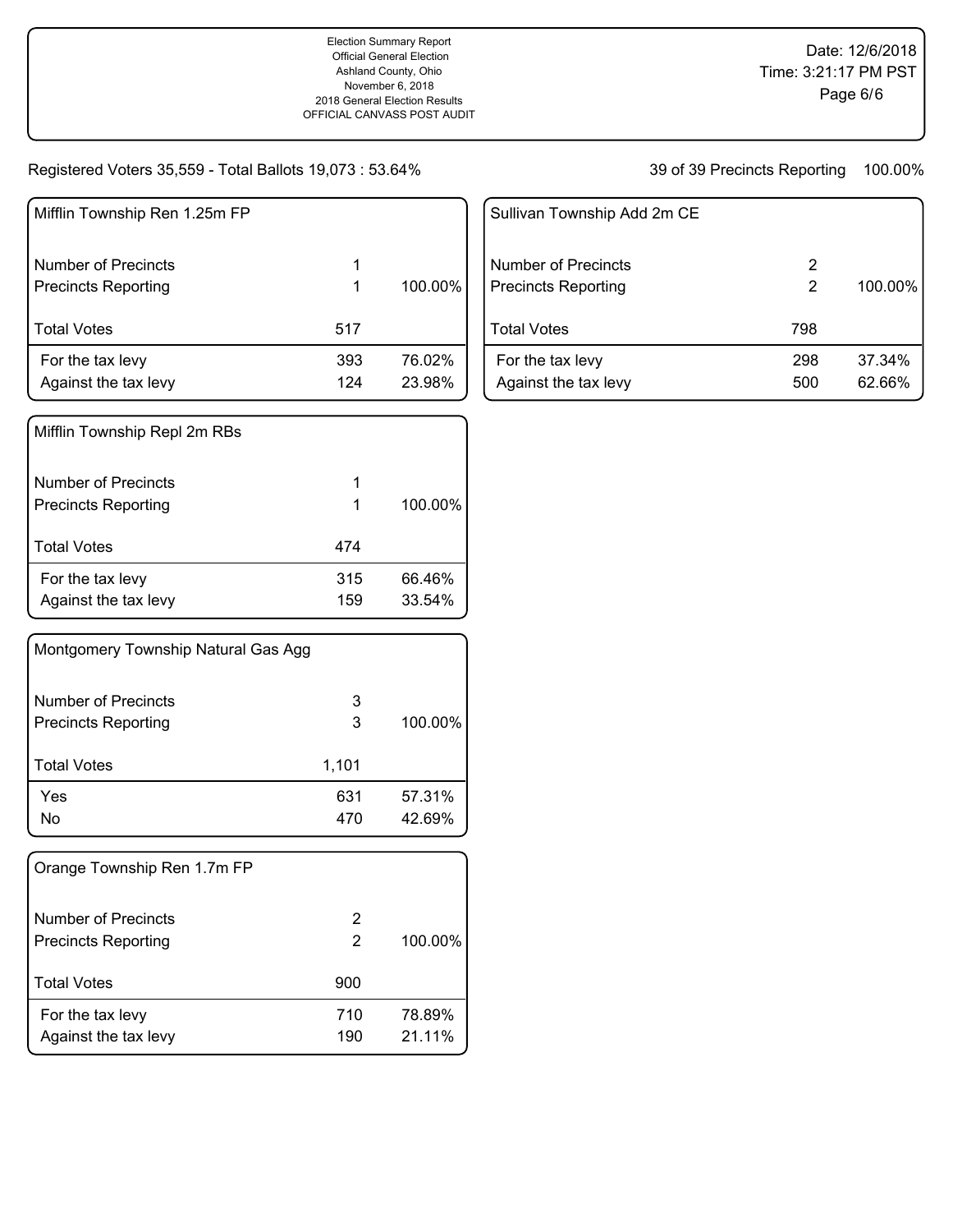Election Summary Report
Official General Election
Ashland County, Ohio
November 6, 2018
2018 General Election Results
OFFICIAL CANVASS POST AUDIT

Date: 12/6/2018
Time: 3:21:17 PM PST

Registered Voters 35,559 - Total Ballots 19,073 : 53.64%

39 of 39 Precincts Reporting 100.00%

### Mifflin Township Ren 1.25m FP

| | | |
|---|---|---|
| Number of Precincts | 1 | |
| Precincts Reporting | 1 | 100.00% |
| Total Votes | 517 | |
| For the tax levy | 393 | 76.02% |
| Against the tax levy | 124 | 23.98% |

### Mifflin Township Repl 2m RBs

| | | |
|---|---|---|
| Number of Precincts | 1 | |
| Precincts Reporting | 1 | 100.00% |
| Total Votes | 474 | |
| For the tax levy | 315 | 66.46% |
| Against the tax levy | 159 | 33.54% |

### Montgomery Township Natural Gas Agg

| | | |
|---|---|---|
| Number of Precincts | 3 | |
| Precincts Reporting | 3 | 100.00% |
| Total Votes | 1,101 | |
| Yes | 631 | 57.31% |
| No | 470 | 42.69% |

### Orange Township Ren 1.7m FP

| | | |
|---|---|---|
| Number of Precincts | 2 | |
| Precincts Reporting | 2 | 100.00% |
| Total Votes | 900 | |
| For the tax levy | 710 | 78.89% |
| Against the tax levy | 190 | 21.11% |

### Sullivan Township Add 2m CE

| | | |
|---|---|---|
| Number of Precincts | 2 | |
| Precincts Reporting | 2 | 100.00% |
| Total Votes | 798 | |
| For the tax levy | 298 | 37.34% |
| Against the tax levy | 500 | 62.66% |